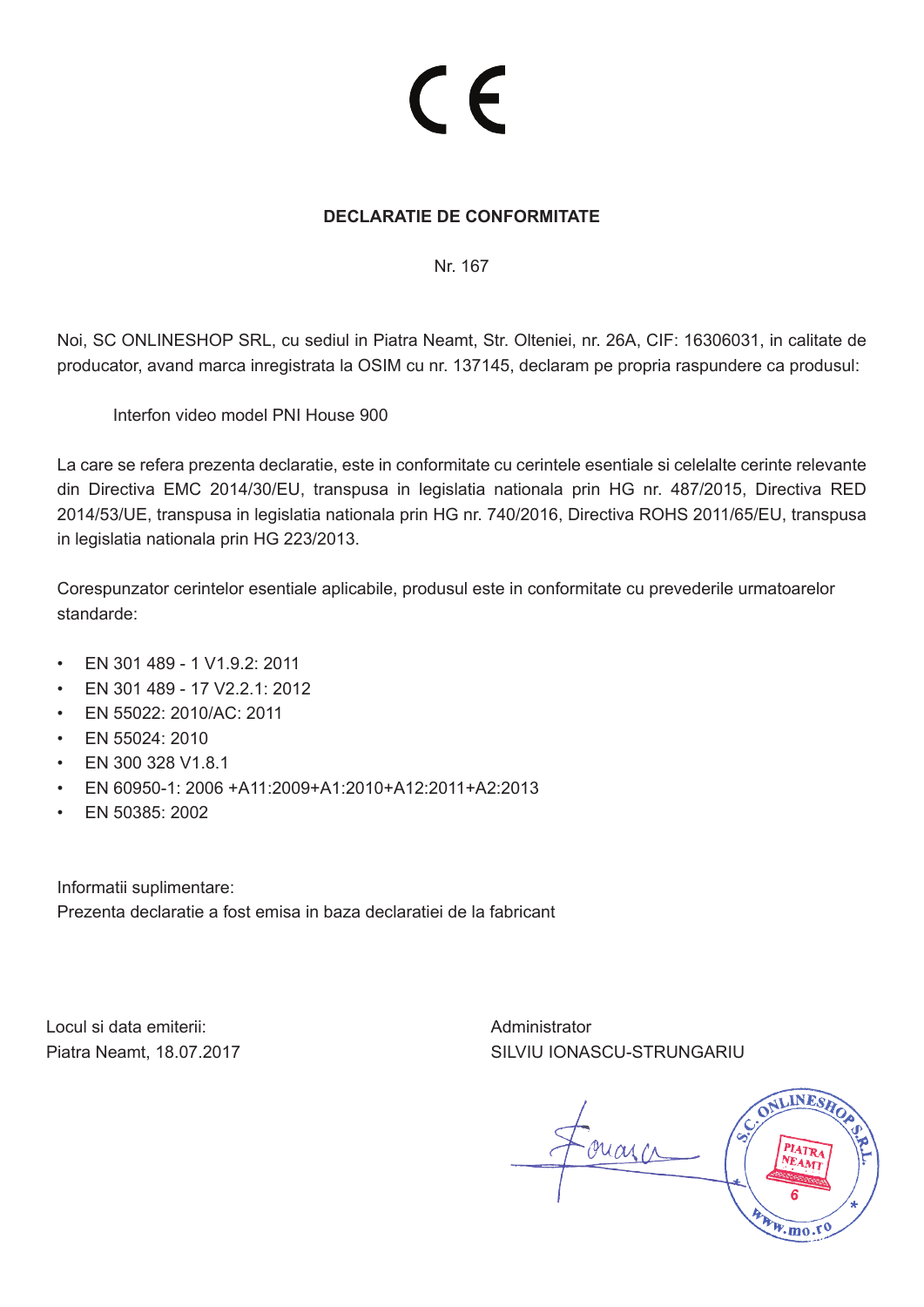CE

**DECLARATIE DE CONFORMITATE**

Nr. 167

Noi, SC ONLINESHOP SRL, cu sediul in Piatra Neamt, Str. Olteniei, nr. 26A, CIF: 16306031, in calitate de producator, avand marca inregistrata la OSIM cu nr. 137145, declaram pe propria raspundere ca produsul:

Interfon video model PNI House 900

La care se refera prezenta declaratie, este in conformitate cu cerintele esentiale si celelalte cerinte relevante din Directiva EMC 2014/30/EU, transpusa in legislatia nationala prin HG nr. 487/2015, Directiva RED 2014/53/UE, transpusa in legislatia nationala prin HG nr. 740/2016, Directiva ROHS 2011/65/EU, transpusa in legislatia nationala prin HG 223/2013.

Corespunzator cerintelor esentiale aplicabile, produsul este in conformitate cu prevederile urmatoarelor standarde:

- EN 301 489 - 1 V1.9.2: 2011
- EN 301 489 - 17 V2.2.1: 2012
- EN 55022: 2010/AC: 2011
- EN 55024: 2010
- EN 300 328 V1.8.1
- EN 60950-1: 2006 +A11:2009+A1:2010+A12:2011+A2:2013
- EN 50385: 2002

Informatii suplimentare:
Prezenta declaratie a fost emisa in baza declaratiei de la fabricant

Locul si data emiterii:
Piatra Neamt, 18.07.2017

Administrator
SILVIU IONASCU-STRUNGARIU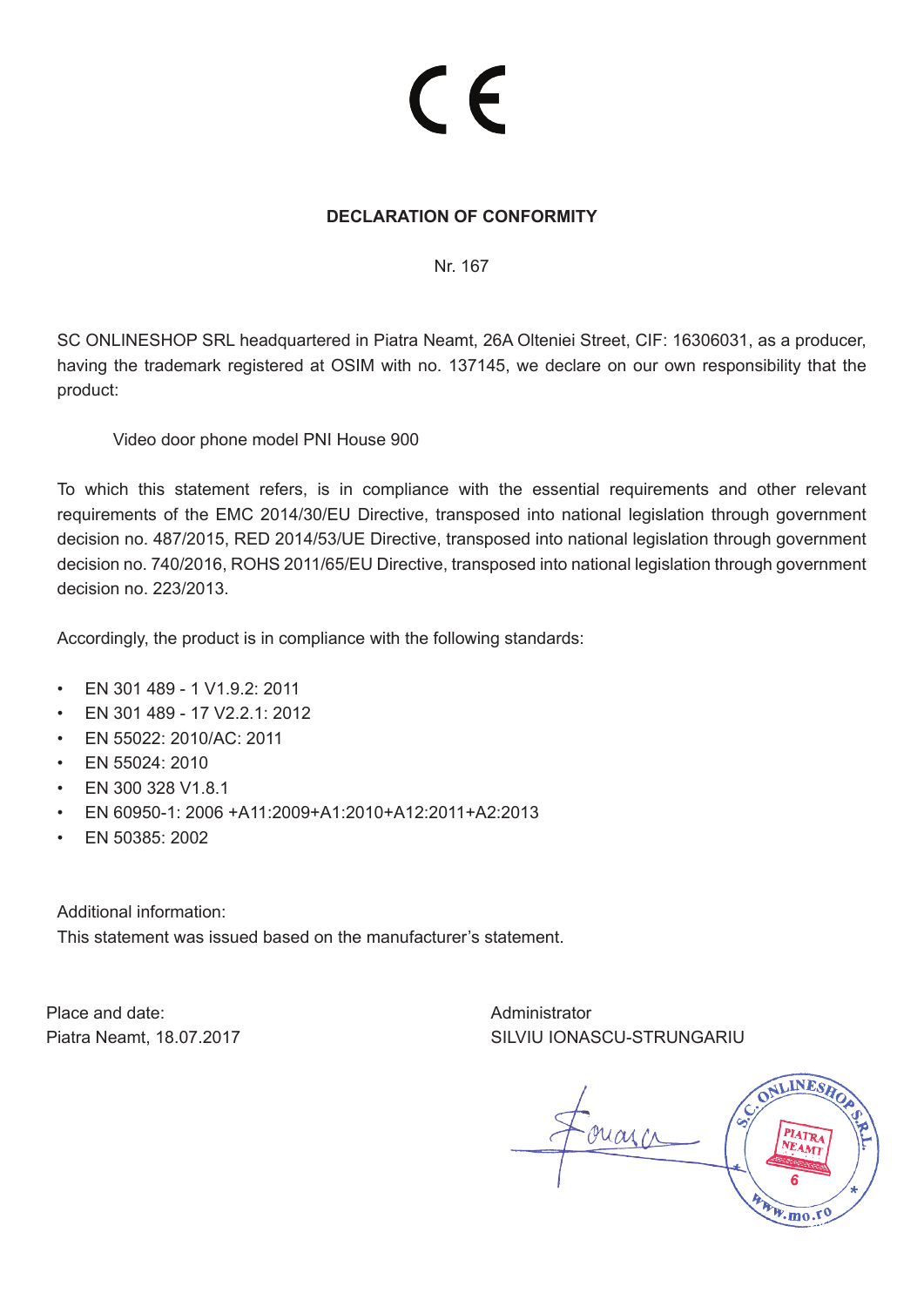# CE

## DECLARATION OF CONFORMITY

Nr. 167

SC ONLINESHOP SRL headquartered in Piatra Neamt, 26A Olteniei Street, CIF: 16306031, as a producer, having the trademark registered at OSIM with no. 137145, we declare on our own responsibility that the product:

Video door phone model PNI House 900

To which this statement refers, is in compliance with the essential requirements and other relevant requirements of the EMC 2014/30/EU Directive, transposed into national legislation through government decision no. 487/2015, RED 2014/53/UE Directive, transposed into national legislation through government decision no. 740/2016, ROHS 2011/65/EU Directive, transposed into national legislation through government decision no. 223/2013.

Accordingly, the product is in compliance with the following standards:

- EN 301 489 - 1 V1.9.2: 2011
- EN 301 489 - 17 V2.2.1: 2012
- EN 55022: 2010/AC: 2011
- EN 55024: 2010
- EN 300 328 V1.8.1
- EN 60950-1: 2006 +A11:2009+A1:2010+A12:2011+A2:2013
- EN 50385: 2002

Additional information:
This statement was issued based on the manufacturer's statement.

Place and date:
Piatra Neamt, 18.07.2017

Administrator
SILVIU IONASCU-STRUNGARIU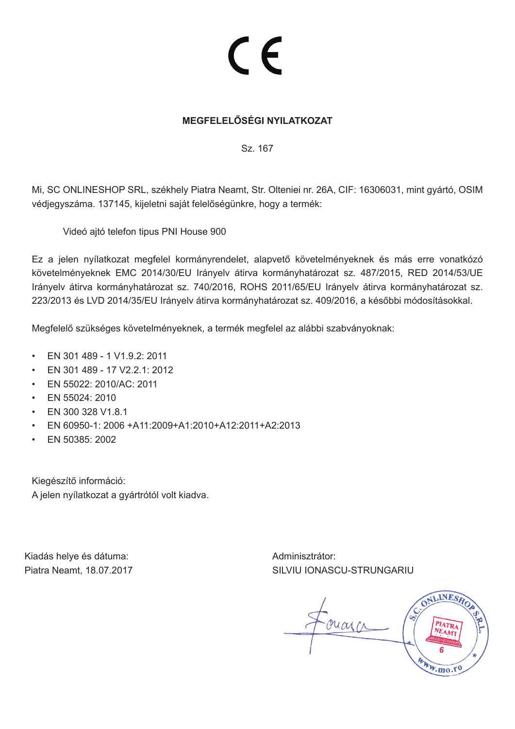CE

**MEGFELELŐSÉGI NYILATKOZAT**

Sz. 167

Mi, SC ONLINESHOP SRL, székhely Piatra Neamt, Str. Olteniei nr. 26A, CIF: 16306031, mint gyártó, OSIM védjegyszáma. 137145, kijeletni saját felelőségünkre, hogy a termék:

Videó ajtó telefon tipus PNI House 900

Ez a jelen nyílatkozat megfelel kormányrendelet, alapvető követelményeknek és más erre vonatkózó követelményeknek EMC 2014/30/EU Irányelv átirva kormányhatározat sz. 487/2015, RED 2014/53/UE Irányelv átirva kormányhatározat sz. 740/2016, ROHS 2011/65/EU Irányelv átirva kormányhatározat sz. 223/2013 és LVD 2014/35/EU Irányelv átirva kormányhatározat sz. 409/2016, a későbbi módosításokkal.

Megfelelő szükséges követelményeknek, a termék megfelel az alábbi szabványoknak:

- EN 301 489 - 1 V1.9.2: 2011
- EN 301 489 - 17 V2.2.1: 2012
- EN 55022: 2010/AC: 2011
- EN 55024: 2010
- EN 300 328 V1.8.1
- EN 60950-1: 2006 +A11:2009+A1:2010+A12:2011+A2:2013
- EN 50385: 2002

Kiegészítő információ:
A jelen nyílatkozat a gyártrótól volt kiadva.

Kiadás helye és dátuma:
Piatra Neamt, 18.07.2017

Adminisztrátor:
SILVIU IONASCU-STRUNGARIU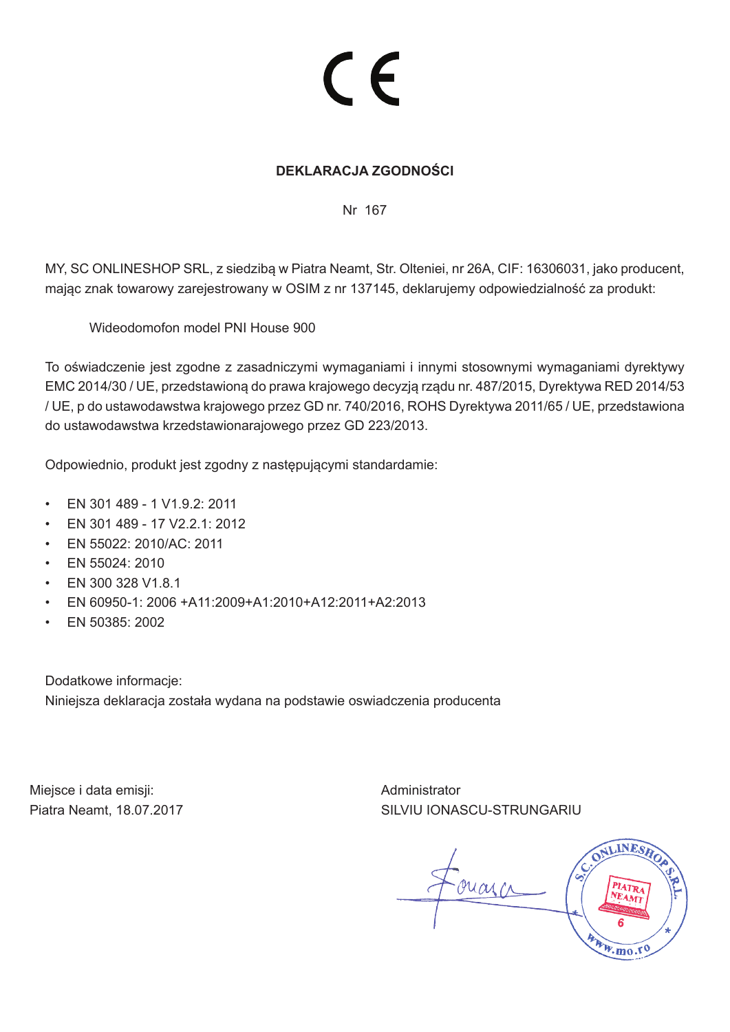CE

## DEKLARACJA ZGODNOŚCI

Nr 167

MY, SC ONLINESHOP SRL, z siedzibą w Piatra Neamt, Str. Olteniei, nr 26A, CIF: 16306031, jako producent, mając znak towarowy zarejestrowany w OSIM z nr 137145, deklarujemy odpowiedzialność za produkt:

Wideodomofon model PNI House 900

To oświadczenie jest zgodne z zasadniczymi wymaganiami i innymi stosownymi wymaganiami dyrektywy EMC 2014/30 / UE, przedstawioną do prawa krajowego decyzją rządu nr. 487/2015, Dyrektywa RED 2014/53 / UE, p do ustawodawstwa krajowego przez GD nr. 740/2016, ROHS Dyrektywa 2011/65 / UE, przedstawiona do ustawodawstwa krzedstawionarajowego przez GD 223/2013.

Odpowiednio, produkt jest zgodny z następującymi standardamie:

- EN 301 489 - 1 V1.9.2: 2011
- EN 301 489 - 17 V2.2.1: 2012
- EN 55022: 2010/AC: 2011
- EN 55024: 2010
- EN 300 328 V1.8.1
- EN 60950-1: 2006 +A11:2009+A1:2010+A12:2011+A2:2013
- EN 50385: 2002

Dodatkowe informacje:
Niniejsza deklaracja została wydana na podstawie oswiadczenia producenta

Miejsce i data emisji:
Piatra Neamt, 18.07.2017

Administrator
SILVIU IONASCU-STRUNGARIU

S.C. ONLINESHOP S.R.L. PIATRA NEAMT 6 www.mo.ro